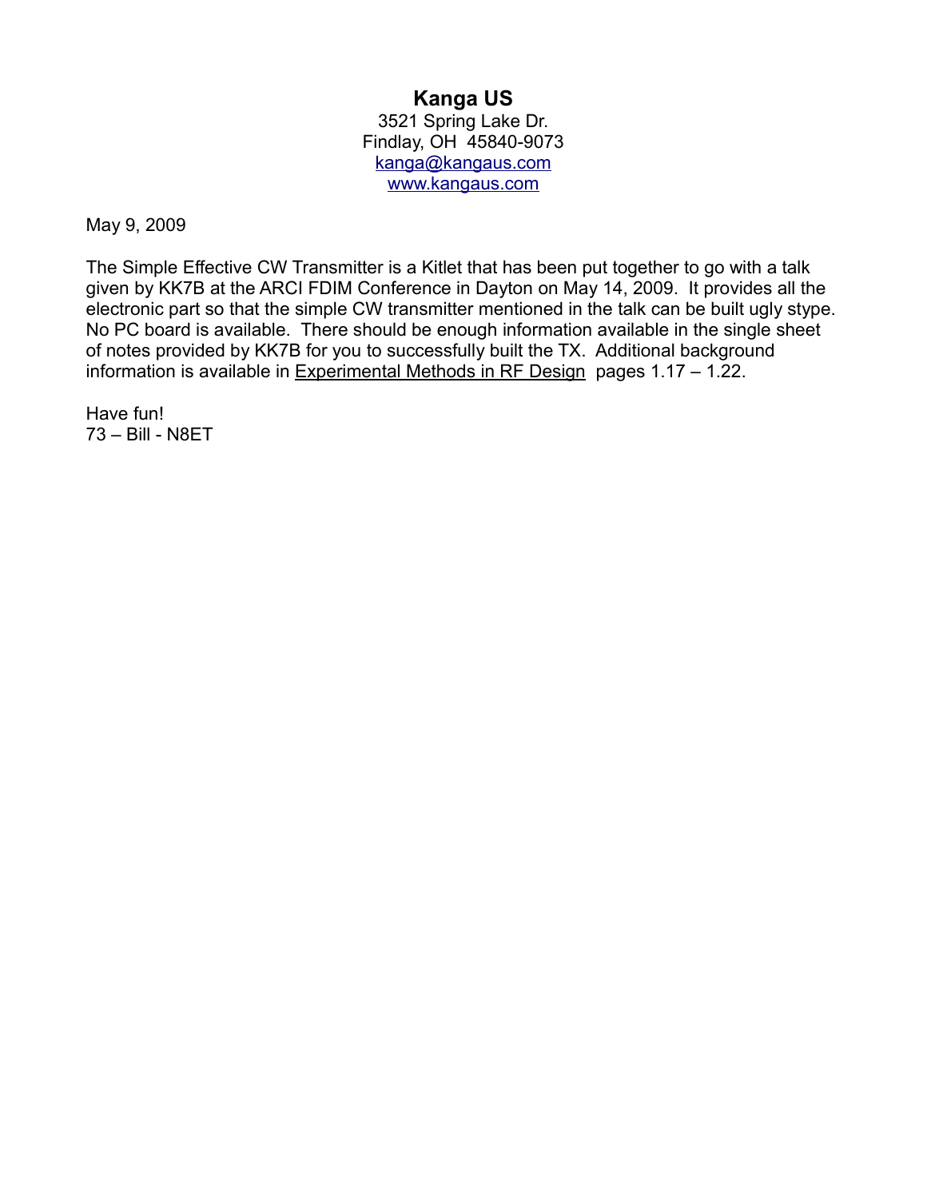# Kanga US

3521 Spring Lake Dr.
Findlay, OH 45840-9073
[kanga@kangaus.com](mailto:kanga@kangaus.com)
[www.kangaus.com](http://www.kangaus.com)

May 9, 2009

The Simple Effective CW Transmitter is a Kitlet that has been put together to go with a talk given by KK7B at the ARCI FDIM Conference in Dayton on May 14, 2009. It provides all the electronic part so that the simple CW transmitter mentioned in the talk can be built ugly stype. No PC board is available. There should be enough information available in the single sheet of notes provided by KK7B for you to successfully built the TX. Additional background information is available in <u>Experimental Methods in RF Design</u> pages 1.17 – 1.22.

Have fun!
73 – Bill - N8ET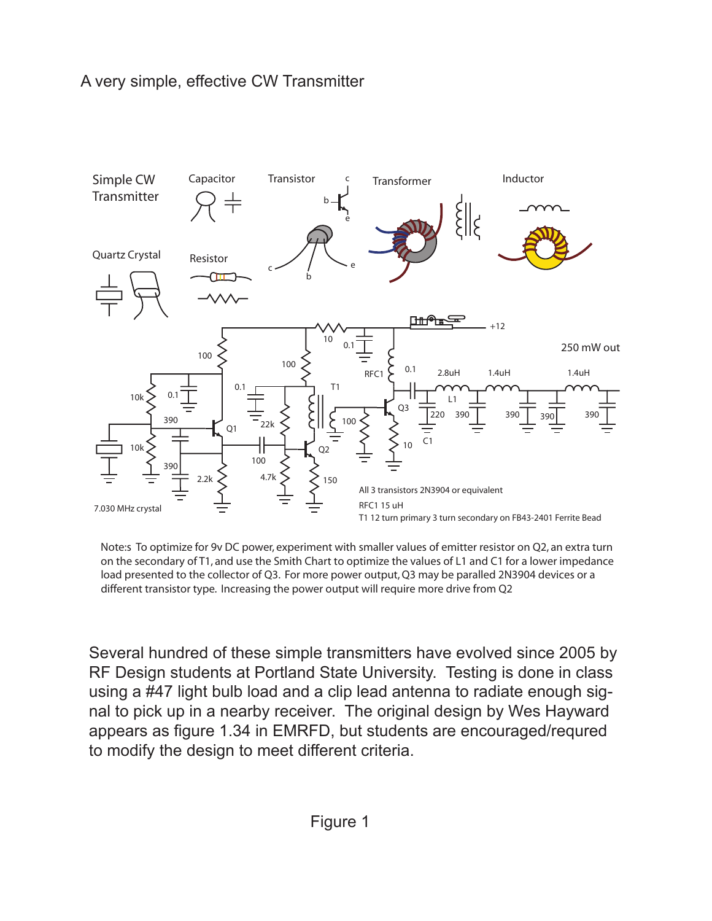A very simple, effective CW Transmitter

Note:s To optimize for 9v DC power, experiment with smaller values of emitter resistor on Q2, an extra turn on the secondary of T1, and use the Smith Chart to optimize the values of L1 and C1 for a lower impedance load presented to the collector of Q3. For more power output, Q3 may be paralled 2N3904 devices or a different transistor type. Increasing the power output will require more drive from Q2

Several hundred of these simple transmitters have evolved since 2005 by RF Design students at Portland State University. Testing is done in class using a #47 light bulb load and a clip lead antenna to radiate enough signal to pick up in a nearby receiver. The original design by Wes Hayward appears as figure 1.34 in EMRFD, but students are encouraged/requred to modify the design to meet different criteria.

Figure 1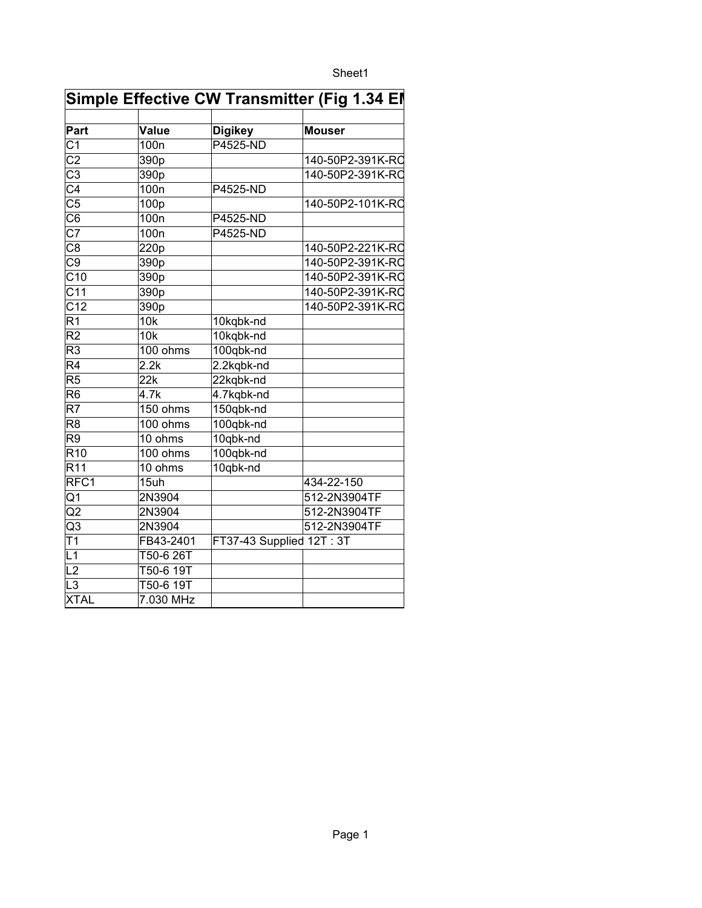# Simple Effective CW Transmitter (Fig 1.34 EM

| Part | Value | Digikey | Mouser |
|---|---|---|---|
| C1 | 100n | P4525-ND | |
| C2 | 390p | | 140-50P2-391K-RC |
| C3 | 390p | | 140-50P2-391K-RC |
| C4 | 100n | P4525-ND | |
| C5 | 100p | | 140-50P2-101K-RC |
| C6 | 100n | P4525-ND | |
| C7 | 100n | P4525-ND | |
| C8 | 220p | | 140-50P2-221K-RC |
| C9 | 390p | | 140-50P2-391K-RC |
| C10 | 390p | | 140-50P2-391K-RC |
| C11 | 390p | | 140-50P2-391K-RC |
| C12 | 390p | | 140-50P2-391K-RC |
| R1 | 10k | 10kqbk-nd | |
| R2 | 10k | 10kqbk-nd | |
| R3 | 100 ohms | 100qbk-nd | |
| R4 | 2.2k | 2.2kqbk-nd | |
| R5 | 22k | 22kqbk-nd | |
| R6 | 4.7k | 4.7kqbk-nd | |
| R7 | 150 ohms | 150qbk-nd | |
| R8 | 100 ohms | 100qbk-nd | |
| R9 | 10 ohms | 10qbk-nd | |
| R10 | 100 ohms | 100qbk-nd | |
| R11 | 10 ohms | 10qbk-nd | |
| RFC1 | 15uh | | 434-22-150 |
| Q1 | 2N3904 | | 512-2N3904TF |
| Q2 | 2N3904 | | 512-2N3904TF |
| Q3 | 2N3904 | | 512-2N3904TF |
| T1 | FB43-2401 | FT37-43 Supplied 12T : 3T | |
| L1 | T50-6 26T | | |
| L2 | T50-6 19T | | |
| L3 | T50-6 19T | | |
| XTAL | 7.030 MHz | | |